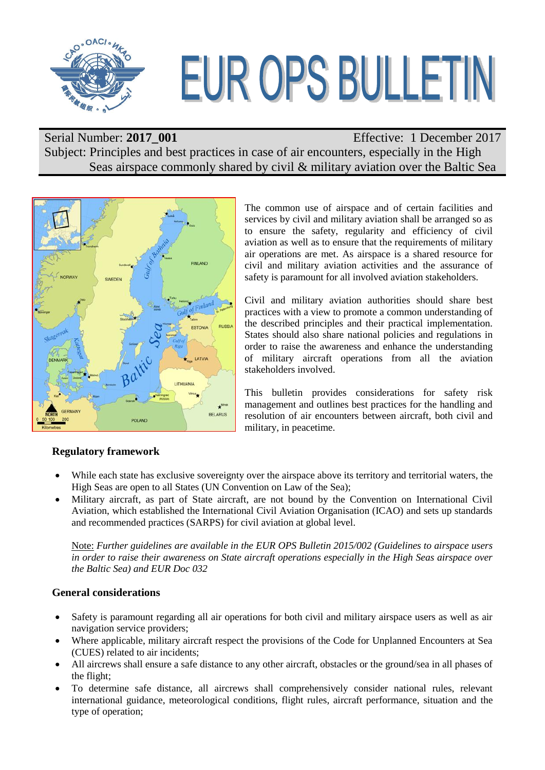# EUR OPS BULLETIN

Serial Number: **2017_001** Effective: 1 December 2017

Subject: Principles and best practices in case of air encounters, especially in the High Seas airspace commonly shared by civil & military aviation over the Baltic Sea

The common use of airspace and of certain facilities and services by civil and military aviation shall be arranged so as to ensure the safety, regularity and efficiency of civil aviation as well as to ensure that the requirements of military air operations are met. As airspace is a shared resource for civil and military aviation activities and the assurance of safety is paramount for all involved aviation stakeholders.

Civil and military aviation authorities should share best practices with a view to promote a common understanding of the described principles and their practical implementation. States should also share national policies and regulations in order to raise the awareness and enhance the understanding of military aircraft operations from all the aviation stakeholders involved.

This bulletin provides considerations for safety risk management and outlines best practices for the handling and resolution of air encounters between aircraft, both civil and military, in peacetime.

## Regulatory framework

- While each state has exclusive sovereignty over the airspace above its territory and territorial waters, the High Seas are open to all States (UN Convention on Law of the Sea);
- Military aircraft, as part of State aircraft, are not bound by the Convention on International Civil Aviation, which established the International Civil Aviation Organisation (ICAO) and sets up standards and recommended practices (SARPS) for civil aviation at global level.

  Note: *Further guidelines are available in the EUR OPS Bulletin 2015/002 (Guidelines to airspace users in order to raise their awareness on State aircraft operations especially in the High Seas airspace over the Baltic Sea) and EUR Doc 032*

## General considerations

- Safety is paramount regarding all air operations for both civil and military airspace users as well as air navigation service providers;
- Where applicable, military aircraft respect the provisions of the Code for Unplanned Encounters at Sea (CUES) related to air incidents;
- All aircrews shall ensure a safe distance to any other aircraft, obstacles or the ground/sea in all phases of the flight;
- To determine safe distance, all aircrews shall comprehensively consider national rules, relevant international guidance, meteorological conditions, flight rules, aircraft performance, situation and the type of operation;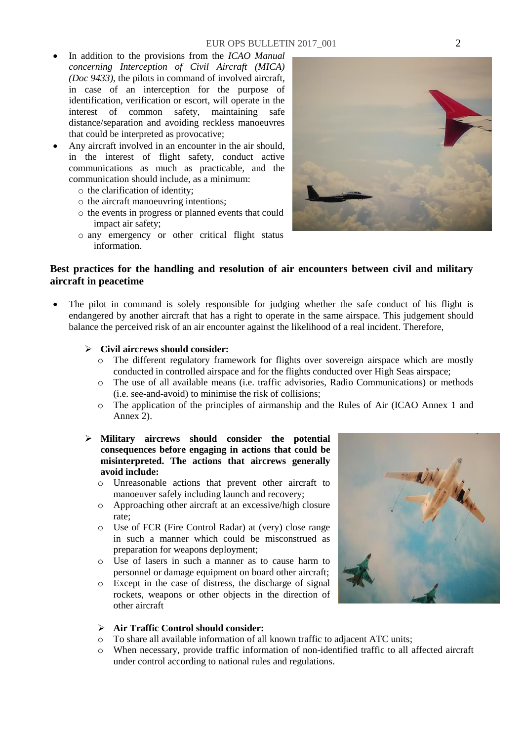- In addition to the provisions from the *ICAO Manual concerning Interception of Civil Aircraft (MICA) (Doc 9433)*, the pilots in command of involved aircraft, in case of an interception for the purpose of identification, verification or escort, will operate in the interest of common safety, maintaining safe distance/separation and avoiding reckless manoeuvres that could be interpreted as provocative;
- Any aircraft involved in an encounter in the air should, in the interest of flight safety, conduct active communications as much as practicable, and the communication should include, as a minimum:
  - the clarification of identity;
  - the aircraft manoeuvring intentions;
  - the events in progress or planned events that could impact air safety;
  - any emergency or other critical flight status information.

## Best practices for the handling and resolution of air encounters between civil and military aircraft in peacetime

- The pilot in command is solely responsible for judging whether the safe conduct of his flight is endangered by another aircraft that has a right to operate in the same airspace. This judgement should balance the perceived risk of an air encounter against the likelihood of a real incident. Therefore,

  - **Civil aircrews should consider:**
    - The different regulatory framework for flights over sovereign airspace which are mostly conducted in controlled airspace and for the flights conducted over High Seas airspace;
    - The use of all available means (i.e. traffic advisories, Radio Communications) or methods (i.e. see-and-avoid) to minimise the risk of collisions;
    - The application of the principles of airmanship and the Rules of Air (ICAO Annex 1 and Annex 2).

  - **Military aircrews should consider the potential consequences before engaging in actions that could be misinterpreted. The actions that aircrews generally avoid include:**
    - Unreasonable actions that prevent other aircraft to manoeuver safely including launch and recovery;
    - Approaching other aircraft at an excessive/high closure rate;
    - Use of FCR (Fire Control Radar) at (very) close range in such a manner which could be misconstrued as preparation for weapons deployment;
    - Use of lasers in such a manner as to cause harm to personnel or damage equipment on board other aircraft;
    - Except in the case of distress, the discharge of signal rockets, weapons or other objects in the direction of other aircraft

  - **Air Traffic Control should consider:**
    - To share all available information of all known traffic to adjacent ATC units;
    - When necessary, provide traffic information of non-identified traffic to all affected aircraft under control according to national rules and regulations.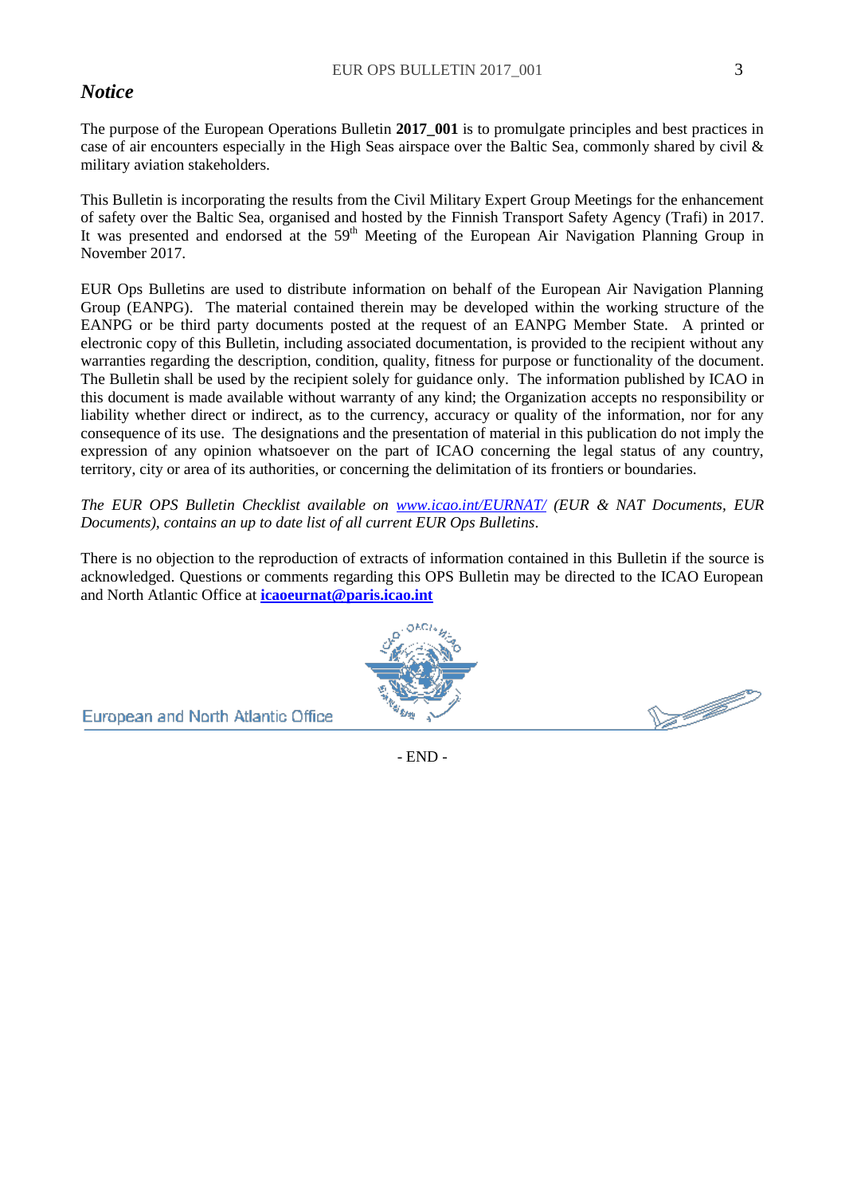## *Notice*

The purpose of the European Operations Bulletin **2017_001** is to promulgate principles and best practices in case of air encounters especially in the High Seas airspace over the Baltic Sea, commonly shared by civil & military aviation stakeholders.

This Bulletin is incorporating the results from the Civil Military Expert Group Meetings for the enhancement of safety over the Baltic Sea, organised and hosted by the Finnish Transport Safety Agency (Trafi) in 2017. It was presented and endorsed at the 59th Meeting of the European Air Navigation Planning Group in November 2017.

EUR Ops Bulletins are used to distribute information on behalf of the European Air Navigation Planning Group (EANPG). The material contained therein may be developed within the working structure of the EANPG or be third party documents posted at the request of an EANPG Member State. A printed or electronic copy of this Bulletin, including associated documentation, is provided to the recipient without any warranties regarding the description, condition, quality, fitness for purpose or functionality of the document. The Bulletin shall be used by the recipient solely for guidance only. The information published by ICAO in this document is made available without warranty of any kind; the Organization accepts no responsibility or liability whether direct or indirect, as to the currency, accuracy or quality of the information, nor for any consequence of its use. The designations and the presentation of material in this publication do not imply the expression of any opinion whatsoever on the part of ICAO concerning the legal status of any country, territory, city or area of its authorities, or concerning the delimitation of its frontiers or boundaries.

*The EUR OPS Bulletin Checklist available on www.icao.int/EURNAT/ (EUR & NAT Documents, EUR Documents), contains an up to date list of all current EUR Ops Bulletins.*

There is no objection to the reproduction of extracts of information contained in this Bulletin if the source is acknowledged. Questions or comments regarding this OPS Bulletin may be directed to the ICAO European and North Atlantic Office at **icaoeurnat@paris.icao.int**

European and North Atlantic Office

- END -